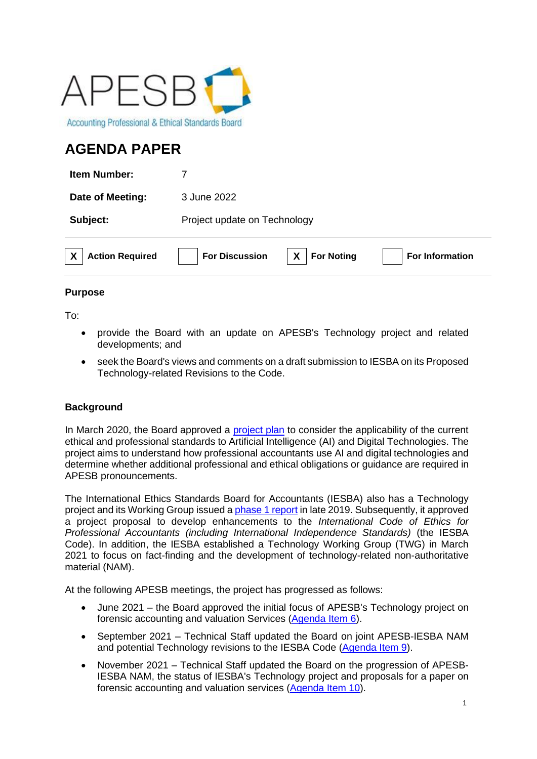APESB

Accounting Professional & Ethical Standards Board

# AGENDA PAPER

| | |
|---|---|
| **Item Number:** | 7 |
| **Date of Meeting:** | 3 June 2022 |
| **Subject:** | Project update on Technology |

| | | | |
|---|---|---|---|
| X **Action Required** | **For Discussion** | X **For Noting** | **For Information** |

## Purpose

To:

- provide the Board with an update on APESB's Technology project and related developments; and
- seek the Board's views and comments on a draft submission to IESBA on its Proposed Technology-related Revisions to the Code.

## Background

In March 2020, the Board approved a project plan to consider the applicability of the current ethical and professional standards to Artificial Intelligence (AI) and Digital Technologies. The project aims to understand how professional accountants use AI and digital technologies and determine whether additional professional and ethical obligations or guidance are required in APESB pronouncements.

The International Ethics Standards Board for Accountants (IESBA) also has a Technology project and its Working Group issued a phase 1 report in late 2019. Subsequently, it approved a project proposal to develop enhancements to the *International Code of Ethics for Professional Accountants (including International Independence Standards)* (the IESBA Code). In addition, the IESBA established a Technology Working Group (TWG) in March 2021 to focus on fact-finding and the development of technology-related non-authoritative material (NAM).

At the following APESB meetings, the project has progressed as follows:

- June 2021 – the Board approved the initial focus of APESB's Technology project on forensic accounting and valuation Services (Agenda Item 6).
- September 2021 – Technical Staff updated the Board on joint APESB-IESBA NAM and potential Technology revisions to the IESBA Code (Agenda Item 9).
- November 2021 – Technical Staff updated the Board on the progression of APESB-IESBA NAM, the status of IESBA's Technology project and proposals for a paper on forensic accounting and valuation services (Agenda Item 10).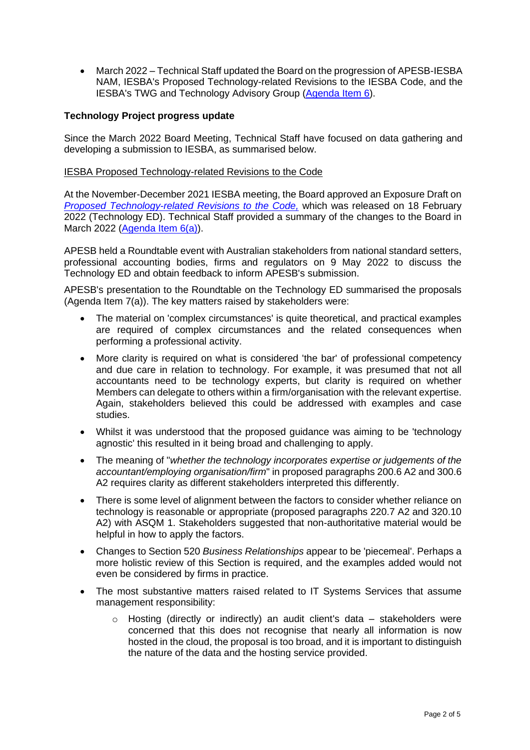- March 2022 – Technical Staff updated the Board on the progression of APESB-IESBA NAM, IESBA's Proposed Technology-related Revisions to the IESBA Code, and the IESBA's TWG and Technology Advisory Group ([Agenda Item 6](#)).

**Technology Project progress update**

Since the March 2022 Board Meeting, Technical Staff have focused on data gathering and developing a submission to IESBA, as summarised below.

<u>IESBA Proposed Technology-related Revisions to the Code</u>

At the November-December 2021 IESBA meeting, the Board approved an Exposure Draft on [*Proposed Technology-related Revisions to the Code,*](#) which was released on 18 February 2022 (Technology ED). Technical Staff provided a summary of the changes to the Board in March 2022 ([Agenda Item 6(a)](#)).

APESB held a Roundtable event with Australian stakeholders from national standard setters, professional accounting bodies, firms and regulators on 9 May 2022 to discuss the Technology ED and obtain feedback to inform APESB's submission.

APESB's presentation to the Roundtable on the Technology ED summarised the proposals (Agenda Item 7(a)). The key matters raised by stakeholders were:

- The material on 'complex circumstances' is quite theoretical, and practical examples are required of complex circumstances and the related consequences when performing a professional activity.
- More clarity is required on what is considered 'the bar' of professional competency and due care in relation to technology. For example, it was presumed that not all accountants need to be technology experts, but clarity is required on whether Members can delegate to others within a firm/organisation with the relevant expertise. Again, stakeholders believed this could be addressed with examples and case studies.
- Whilst it was understood that the proposed guidance was aiming to be 'technology agnostic' this resulted in it being broad and challenging to apply.
- The meaning of "*whether the technology incorporates expertise or judgements of the accountant/employing organisation/firm*" in proposed paragraphs 200.6 A2 and 300.6 A2 requires clarity as different stakeholders interpreted this differently.
- There is some level of alignment between the factors to consider whether reliance on technology is reasonable or appropriate (proposed paragraphs 220.7 A2 and 320.10 A2) with ASQM 1. Stakeholders suggested that non-authoritative material would be helpful in how to apply the factors.
- Changes to Section 520 *Business Relationships* appear to be 'piecemeal'. Perhaps a more holistic review of this Section is required, and the examples added would not even be considered by firms in practice.
- The most substantive matters raised related to IT Systems Services that assume management responsibility:
  - Hosting (directly or indirectly) an audit client's data – stakeholders were concerned that this does not recognise that nearly all information is now hosted in the cloud, the proposal is too broad, and it is important to distinguish the nature of the data and the hosting service provided.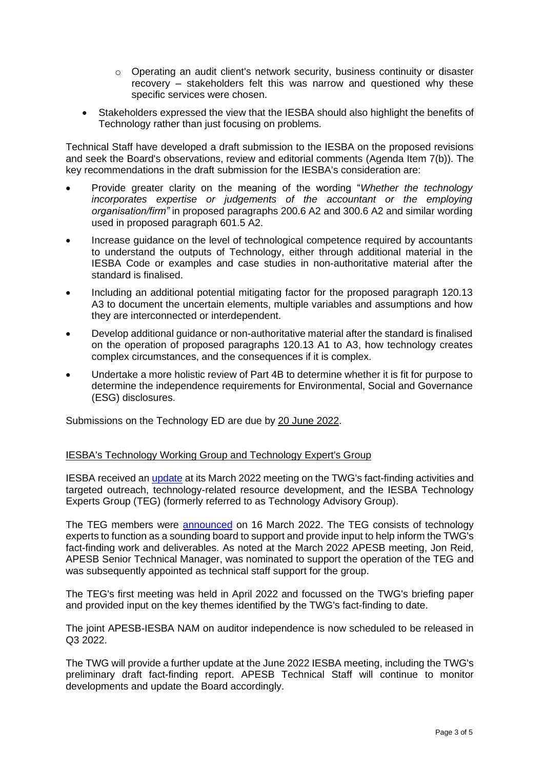- Operating an audit client's network security, business continuity or disaster recovery – stakeholders felt this was narrow and questioned why these specific services were chosen.
- Stakeholders expressed the view that the IESBA should also highlight the benefits of Technology rather than just focusing on problems.

Technical Staff have developed a draft submission to the IESBA on the proposed revisions and seek the Board's observations, review and editorial comments (Agenda Item 7(b)). The key recommendations in the draft submission for the IESBA's consideration are:

- Provide greater clarity on the meaning of the wording "*Whether the technology incorporates expertise or judgements of the accountant or the employing organisation/firm"* in proposed paragraphs 200.6 A2 and 300.6 A2 and similar wording used in proposed paragraph 601.5 A2.
- Increase guidance on the level of technological competence required by accountants to understand the outputs of Technology, either through additional material in the IESBA Code or examples and case studies in non-authoritative material after the standard is finalised.
- Including an additional potential mitigating factor for the proposed paragraph 120.13 A3 to document the uncertain elements, multiple variables and assumptions and how they are interconnected or interdependent.
- Develop additional guidance or non-authoritative material after the standard is finalised on the operation of proposed paragraphs 120.13 A1 to A3, how technology creates complex circumstances, and the consequences if it is complex.
- Undertake a more holistic review of Part 4B to determine whether it is fit for purpose to determine the independence requirements for Environmental, Social and Governance (ESG) disclosures.

Submissions on the Technology ED are due by 20 June 2022.

IESBA's Technology Working Group and Technology Expert's Group

IESBA received an update at its March 2022 meeting on the TWG's fact-finding activities and targeted outreach, technology-related resource development, and the IESBA Technology Experts Group (TEG) (formerly referred to as Technology Advisory Group).

The TEG members were announced on 16 March 2022. The TEG consists of technology experts to function as a sounding board to support and provide input to help inform the TWG's fact-finding work and deliverables. As noted at the March 2022 APESB meeting, Jon Reid, APESB Senior Technical Manager, was nominated to support the operation of the TEG and was subsequently appointed as technical staff support for the group.

The TEG's first meeting was held in April 2022 and focussed on the TWG's briefing paper and provided input on the key themes identified by the TWG's fact-finding to date.

The joint APESB-IESBA NAM on auditor independence is now scheduled to be released in Q3 2022.

The TWG will provide a further update at the June 2022 IESBA meeting, including the TWG's preliminary draft fact-finding report. APESB Technical Staff will continue to monitor developments and update the Board accordingly.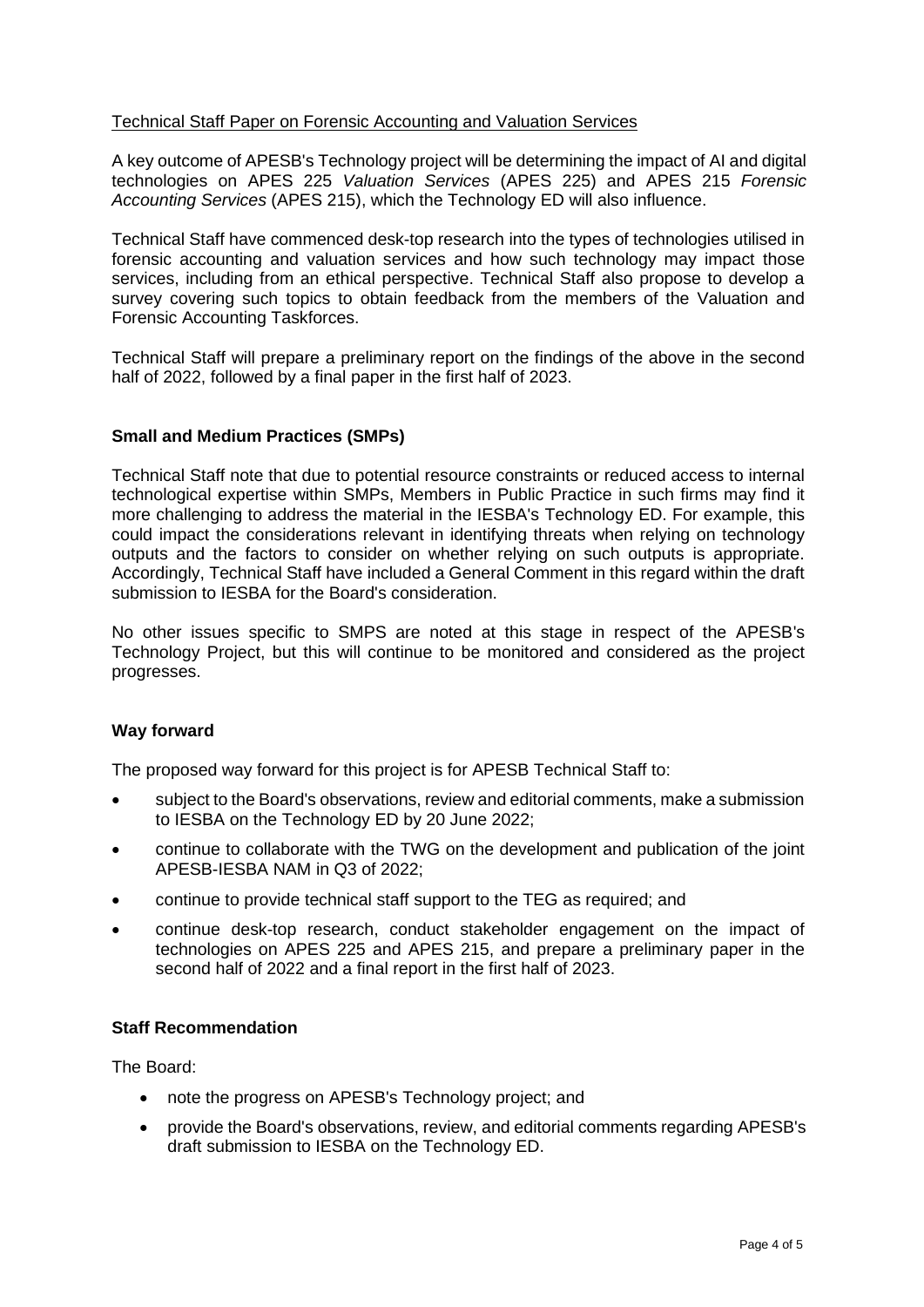Technical Staff Paper on Forensic Accounting and Valuation Services

A key outcome of APESB's Technology project will be determining the impact of AI and digital technologies on APES 225 *Valuation Services* (APES 225) and APES 215 *Forensic Accounting Services* (APES 215), which the Technology ED will also influence.

Technical Staff have commenced desk-top research into the types of technologies utilised in forensic accounting and valuation services and how such technology may impact those services, including from an ethical perspective. Technical Staff also propose to develop a survey covering such topics to obtain feedback from the members of the Valuation and Forensic Accounting Taskforces.

Technical Staff will prepare a preliminary report on the findings of the above in the second half of 2022, followed by a final paper in the first half of 2023.

**Small and Medium Practices (SMPs)**

Technical Staff note that due to potential resource constraints or reduced access to internal technological expertise within SMPs, Members in Public Practice in such firms may find it more challenging to address the material in the IESBA's Technology ED. For example, this could impact the considerations relevant in identifying threats when relying on technology outputs and the factors to consider on whether relying on such outputs is appropriate. Accordingly, Technical Staff have included a General Comment in this regard within the draft submission to IESBA for the Board's consideration.

No other issues specific to SMPS are noted at this stage in respect of the APESB's Technology Project, but this will continue to be monitored and considered as the project progresses.

**Way forward**

The proposed way forward for this project is for APESB Technical Staff to:

- subject to the Board's observations, review and editorial comments, make a submission to IESBA on the Technology ED by 20 June 2022;
- continue to collaborate with the TWG on the development and publication of the joint APESB-IESBA NAM in Q3 of 2022;
- continue to provide technical staff support to the TEG as required; and
- continue desk-top research, conduct stakeholder engagement on the impact of technologies on APES 225 and APES 215, and prepare a preliminary paper in the second half of 2022 and a final report in the first half of 2023.

**Staff Recommendation**

The Board:

- note the progress on APESB's Technology project; and
- provide the Board's observations, review, and editorial comments regarding APESB's draft submission to IESBA on the Technology ED.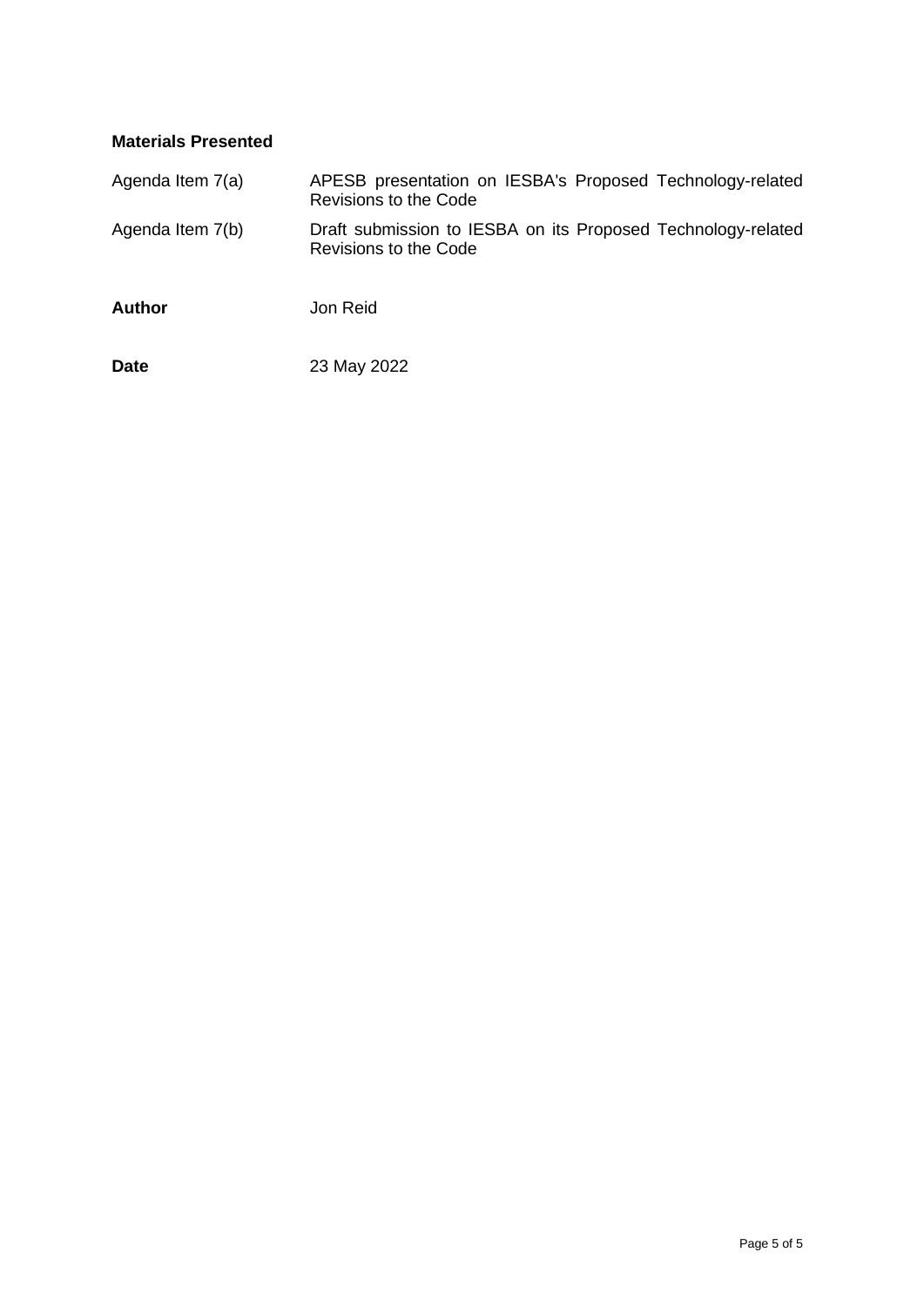**Materials Presented**

| | |
|---|---|
| Agenda Item 7(a) | APESB presentation on IESBA's Proposed Technology-related Revisions to the Code |
| Agenda Item 7(b) | Draft submission to IESBA on its Proposed Technology-related Revisions to the Code |

**Author** Jon Reid

**Date** 23 May 2022